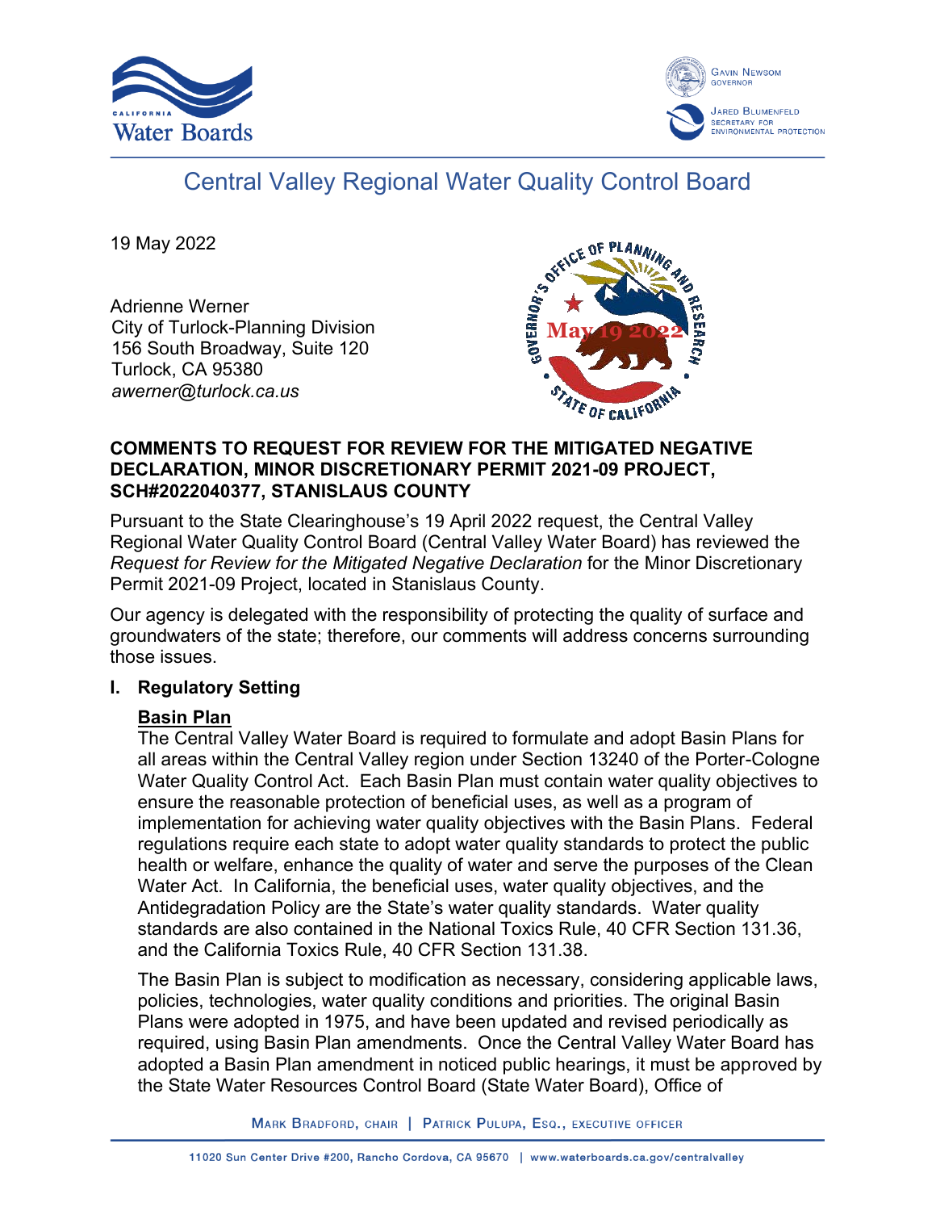# Central Valley Regional Water Quality Control Board

19 May 2022

Adrienne Werner
City of Turlock-Planning Division
156 South Broadway, Suite 120
Turlock, CA 95380
*awerner@turlock.ca.us*

**COMMENTS TO REQUEST FOR REVIEW FOR THE MITIGATED NEGATIVE DECLARATION, MINOR DISCRETIONARY PERMIT 2021-09 PROJECT, SCH#2022040377, STANISLAUS COUNTY**

Pursuant to the State Clearinghouse's 19 April 2022 request, the Central Valley Regional Water Quality Control Board (Central Valley Water Board) has reviewed the *Request for Review for the Mitigated Negative Declaration* for the Minor Discretionary Permit 2021-09 Project, located in Stanislaus County.

Our agency is delegated with the responsibility of protecting the quality of surface and groundwaters of the state; therefore, our comments will address concerns surrounding those issues.

## I. Regulatory Setting

### Basin Plan

The Central Valley Water Board is required to formulate and adopt Basin Plans for all areas within the Central Valley region under Section 13240 of the Porter-Cologne Water Quality Control Act. Each Basin Plan must contain water quality objectives to ensure the reasonable protection of beneficial uses, as well as a program of implementation for achieving water quality objectives with the Basin Plans. Federal regulations require each state to adopt water quality standards to protect the public health or welfare, enhance the quality of water and serve the purposes of the Clean Water Act. In California, the beneficial uses, water quality objectives, and the Antidegradation Policy are the State's water quality standards. Water quality standards are also contained in the National Toxics Rule, 40 CFR Section 131.36, and the California Toxics Rule, 40 CFR Section 131.38.

The Basin Plan is subject to modification as necessary, considering applicable laws, policies, technologies, water quality conditions and priorities. The original Basin Plans were adopted in 1975, and have been updated and revised periodically as required, using Basin Plan amendments. Once the Central Valley Water Board has adopted a Basin Plan amendment in noticed public hearings, it must be approved by the State Water Resources Control Board (State Water Board), Office of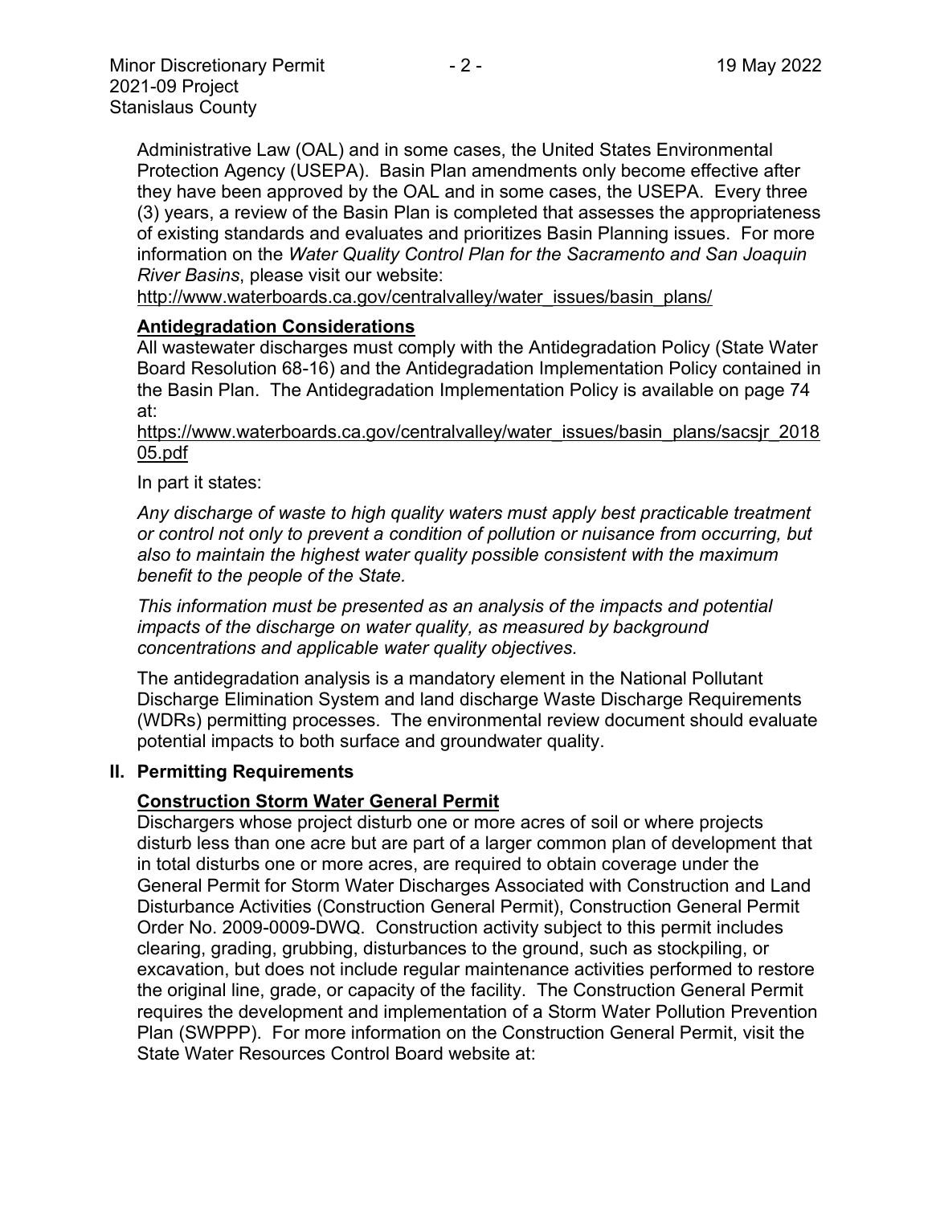Administrative Law (OAL) and in some cases, the United States Environmental Protection Agency (USEPA). Basin Plan amendments only become effective after they have been approved by the OAL and in some cases, the USEPA. Every three (3) years, a review of the Basin Plan is completed that assesses the appropriateness of existing standards and evaluates and prioritizes Basin Planning issues. For more information on the *Water Quality Control Plan for the Sacramento and San Joaquin River Basins*, please visit our website:
http://www.waterboards.ca.gov/centralvalley/water_issues/basin_plans/

**Antidegradation Considerations**

All wastewater discharges must comply with the Antidegradation Policy (State Water Board Resolution 68-16) and the Antidegradation Implementation Policy contained in the Basin Plan. The Antidegradation Implementation Policy is available on page 74 at:
https://www.waterboards.ca.gov/centralvalley/water_issues/basin_plans/sacsjr_201805.pdf

In part it states:

*Any discharge of waste to high quality waters must apply best practicable treatment or control not only to prevent a condition of pollution or nuisance from occurring, but also to maintain the highest water quality possible consistent with the maximum benefit to the people of the State.*

*This information must be presented as an analysis of the impacts and potential impacts of the discharge on water quality, as measured by background concentrations and applicable water quality objectives.*

The antidegradation analysis is a mandatory element in the National Pollutant Discharge Elimination System and land discharge Waste Discharge Requirements (WDRs) permitting processes. The environmental review document should evaluate potential impacts to both surface and groundwater quality.

## II. Permitting Requirements

**Construction Storm Water General Permit**

Dischargers whose project disturb one or more acres of soil or where projects disturb less than one acre but are part of a larger common plan of development that in total disturbs one or more acres, are required to obtain coverage under the General Permit for Storm Water Discharges Associated with Construction and Land Disturbance Activities (Construction General Permit), Construction General Permit Order No. 2009-0009-DWQ. Construction activity subject to this permit includes clearing, grading, grubbing, disturbances to the ground, such as stockpiling, or excavation, but does not include regular maintenance activities performed to restore the original line, grade, or capacity of the facility. The Construction General Permit requires the development and implementation of a Storm Water Pollution Prevention Plan (SWPPP). For more information on the Construction General Permit, visit the State Water Resources Control Board website at: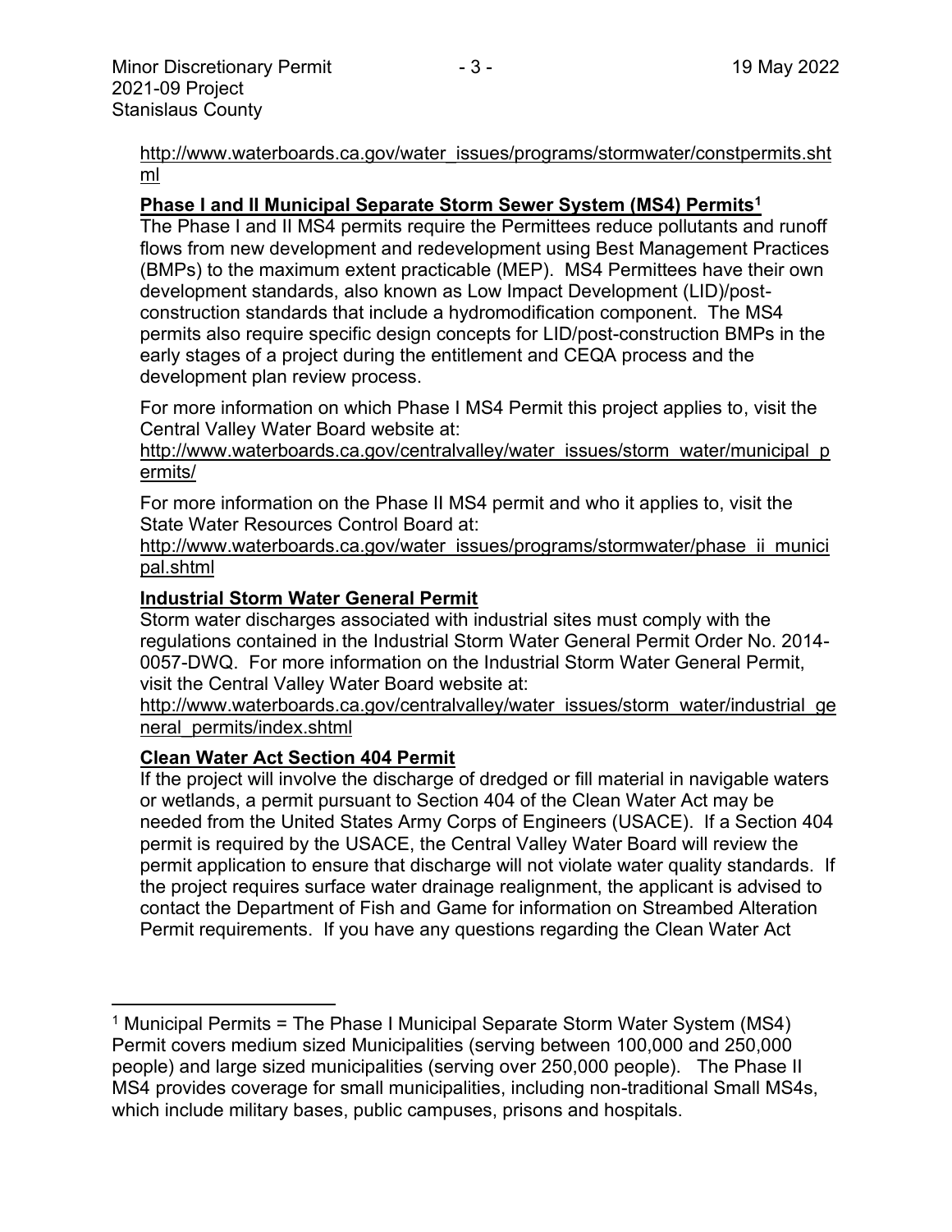http://www.waterboards.ca.gov/water_issues/programs/stormwater/constpermits.shtml

**Phase I and II Municipal Separate Storm Sewer System (MS4) Permits[1]**

The Phase I and II MS4 permits require the Permittees reduce pollutants and runoff flows from new development and redevelopment using Best Management Practices (BMPs) to the maximum extent practicable (MEP). MS4 Permittees have their own development standards, also known as Low Impact Development (LID)/post-construction standards that include a hydromodification component. The MS4 permits also require specific design concepts for LID/post-construction BMPs in the early stages of a project during the entitlement and CEQA process and the development plan review process.

For more information on which Phase I MS4 Permit this project applies to, visit the Central Valley Water Board website at:
http://www.waterboards.ca.gov/centralvalley/water_issues/storm_water/municipal_permits/

For more information on the Phase II MS4 permit and who it applies to, visit the State Water Resources Control Board at:
http://www.waterboards.ca.gov/water_issues/programs/stormwater/phase_ii_municipal.shtml

**Industrial Storm Water General Permit**

Storm water discharges associated with industrial sites must comply with the regulations contained in the Industrial Storm Water General Permit Order No. 2014-0057-DWQ. For more information on the Industrial Storm Water General Permit, visit the Central Valley Water Board website at:
http://www.waterboards.ca.gov/centralvalley/water_issues/storm_water/industrial_general_permits/index.shtml

**Clean Water Act Section 404 Permit**

If the project will involve the discharge of dredged or fill material in navigable waters or wetlands, a permit pursuant to Section 404 of the Clean Water Act may be needed from the United States Army Corps of Engineers (USACE). If a Section 404 permit is required by the USACE, the Central Valley Water Board will review the permit application to ensure that discharge will not violate water quality standards. If the project requires surface water drainage realignment, the applicant is advised to contact the Department of Fish and Game for information on Streambed Alteration Permit requirements. If you have any questions regarding the Clean Water Act

---

[1] Municipal Permits = The Phase I Municipal Separate Storm Water System (MS4) Permit covers medium sized Municipalities (serving between 100,000 and 250,000 people) and large sized municipalities (serving over 250,000 people). The Phase II MS4 provides coverage for small municipalities, including non-traditional Small MS4s, which include military bases, public campuses, prisons and hospitals.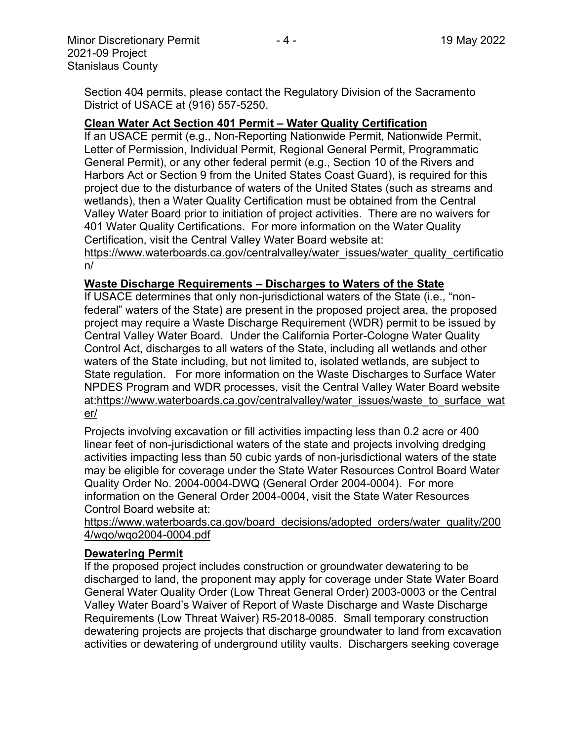Section 404 permits, please contact the Regulatory Division of the Sacramento District of USACE at (916) 557-5250.

**Clean Water Act Section 401 Permit – Water Quality Certification**

If an USACE permit (e.g., Non-Reporting Nationwide Permit, Nationwide Permit, Letter of Permission, Individual Permit, Regional General Permit, Programmatic General Permit), or any other federal permit (e.g., Section 10 of the Rivers and Harbors Act or Section 9 from the United States Coast Guard), is required for this project due to the disturbance of waters of the United States (such as streams and wetlands), then a Water Quality Certification must be obtained from the Central Valley Water Board prior to initiation of project activities. There are no waivers for 401 Water Quality Certifications. For more information on the Water Quality Certification, visit the Central Valley Water Board website at: https://www.waterboards.ca.gov/centralvalley/water_issues/water_quality_certification/

**Waste Discharge Requirements – Discharges to Waters of the State**

If USACE determines that only non-jurisdictional waters of the State (i.e., "non-federal" waters of the State) are present in the proposed project area, the proposed project may require a Waste Discharge Requirement (WDR) permit to be issued by Central Valley Water Board. Under the California Porter-Cologne Water Quality Control Act, discharges to all waters of the State, including all wetlands and other waters of the State including, but not limited to, isolated wetlands, are subject to State regulation. For more information on the Waste Discharges to Surface Water NPDES Program and WDR processes, visit the Central Valley Water Board website at:https://www.waterboards.ca.gov/centralvalley/water_issues/waste_to_surface_water/

Projects involving excavation or fill activities impacting less than 0.2 acre or 400 linear feet of non-jurisdictional waters of the state and projects involving dredging activities impacting less than 50 cubic yards of non-jurisdictional waters of the state may be eligible for coverage under the State Water Resources Control Board Water Quality Order No. 2004-0004-DWQ (General Order 2004-0004). For more information on the General Order 2004-0004, visit the State Water Resources Control Board website at: https://www.waterboards.ca.gov/board_decisions/adopted_orders/water_quality/2004/wqo/wqo2004-0004.pdf

**Dewatering Permit**

If the proposed project includes construction or groundwater dewatering to be discharged to land, the proponent may apply for coverage under State Water Board General Water Quality Order (Low Threat General Order) 2003-0003 or the Central Valley Water Board's Waiver of Report of Waste Discharge and Waste Discharge Requirements (Low Threat Waiver) R5-2018-0085. Small temporary construction dewatering projects are projects that discharge groundwater to land from excavation activities or dewatering of underground utility vaults. Dischargers seeking coverage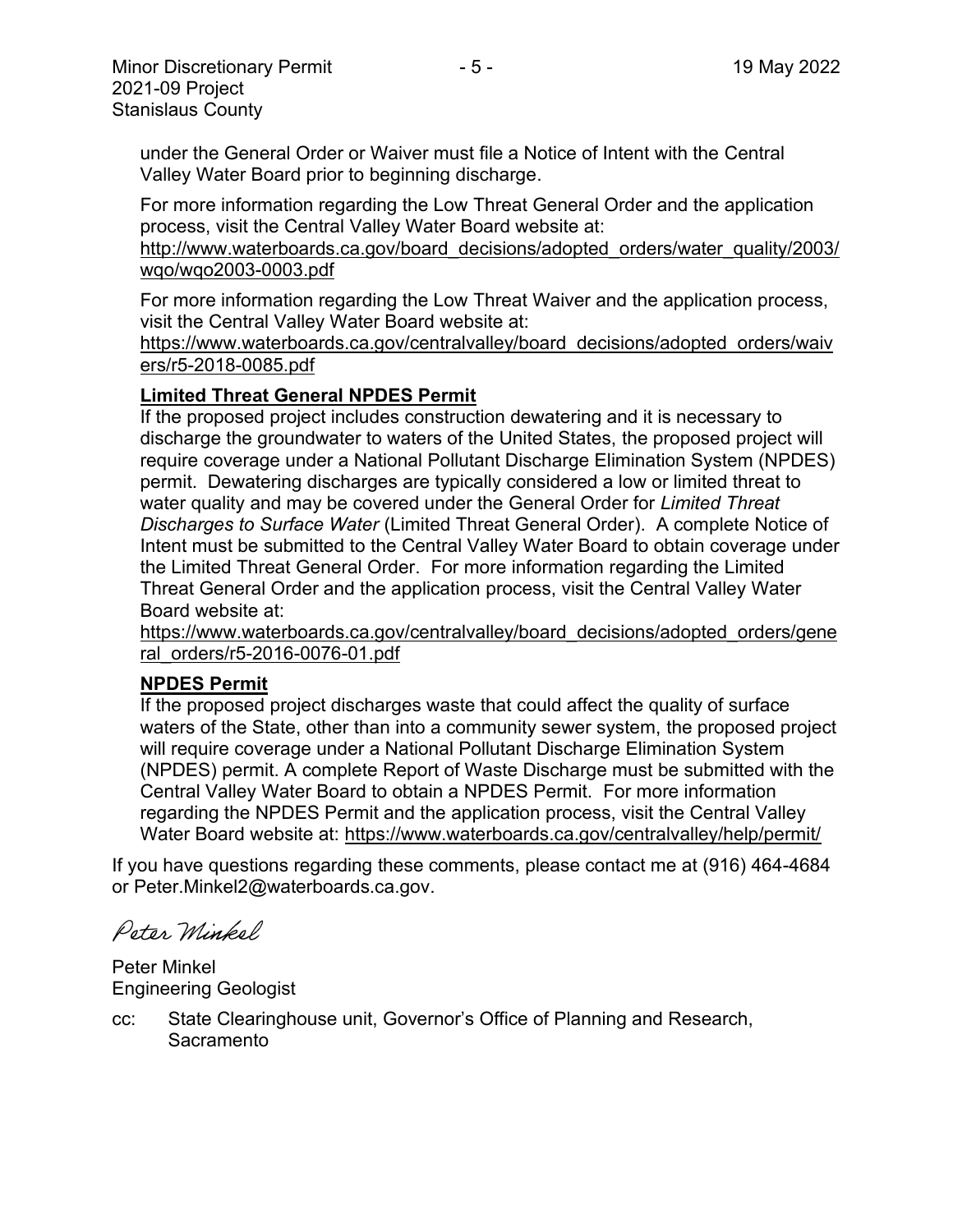under the General Order or Waiver must file a Notice of Intent with the Central Valley Water Board prior to beginning discharge.

For more information regarding the Low Threat General Order and the application process, visit the Central Valley Water Board website at:
http://www.waterboards.ca.gov/board_decisions/adopted_orders/water_quality/2003/wqo/wqo2003-0003.pdf

For more information regarding the Low Threat Waiver and the application process, visit the Central Valley Water Board website at:
https://www.waterboards.ca.gov/centralvalley/board_decisions/adopted_orders/waivers/r5-2018-0085.pdf

**Limited Threat General NPDES Permit**

If the proposed project includes construction dewatering and it is necessary to discharge the groundwater to waters of the United States, the proposed project will require coverage under a National Pollutant Discharge Elimination System (NPDES) permit. Dewatering discharges are typically considered a low or limited threat to water quality and may be covered under the General Order for *Limited Threat Discharges to Surface Water* (Limited Threat General Order). A complete Notice of Intent must be submitted to the Central Valley Water Board to obtain coverage under the Limited Threat General Order. For more information regarding the Limited Threat General Order and the application process, visit the Central Valley Water Board website at:
https://www.waterboards.ca.gov/centralvalley/board_decisions/adopted_orders/general_orders/r5-2016-0076-01.pdf

**NPDES Permit**

If the proposed project discharges waste that could affect the quality of surface waters of the State, other than into a community sewer system, the proposed project will require coverage under a National Pollutant Discharge Elimination System (NPDES) permit. A complete Report of Waste Discharge must be submitted with the Central Valley Water Board to obtain a NPDES Permit. For more information regarding the NPDES Permit and the application process, visit the Central Valley Water Board website at: https://www.waterboards.ca.gov/centralvalley/help/permit/

If you have questions regarding these comments, please contact me at (916) 464-4684 or Peter.Minkel2@waterboards.ca.gov.

*Peter Minkel*

Peter Minkel
Engineering Geologist

cc: State Clearinghouse unit, Governor's Office of Planning and Research, Sacramento